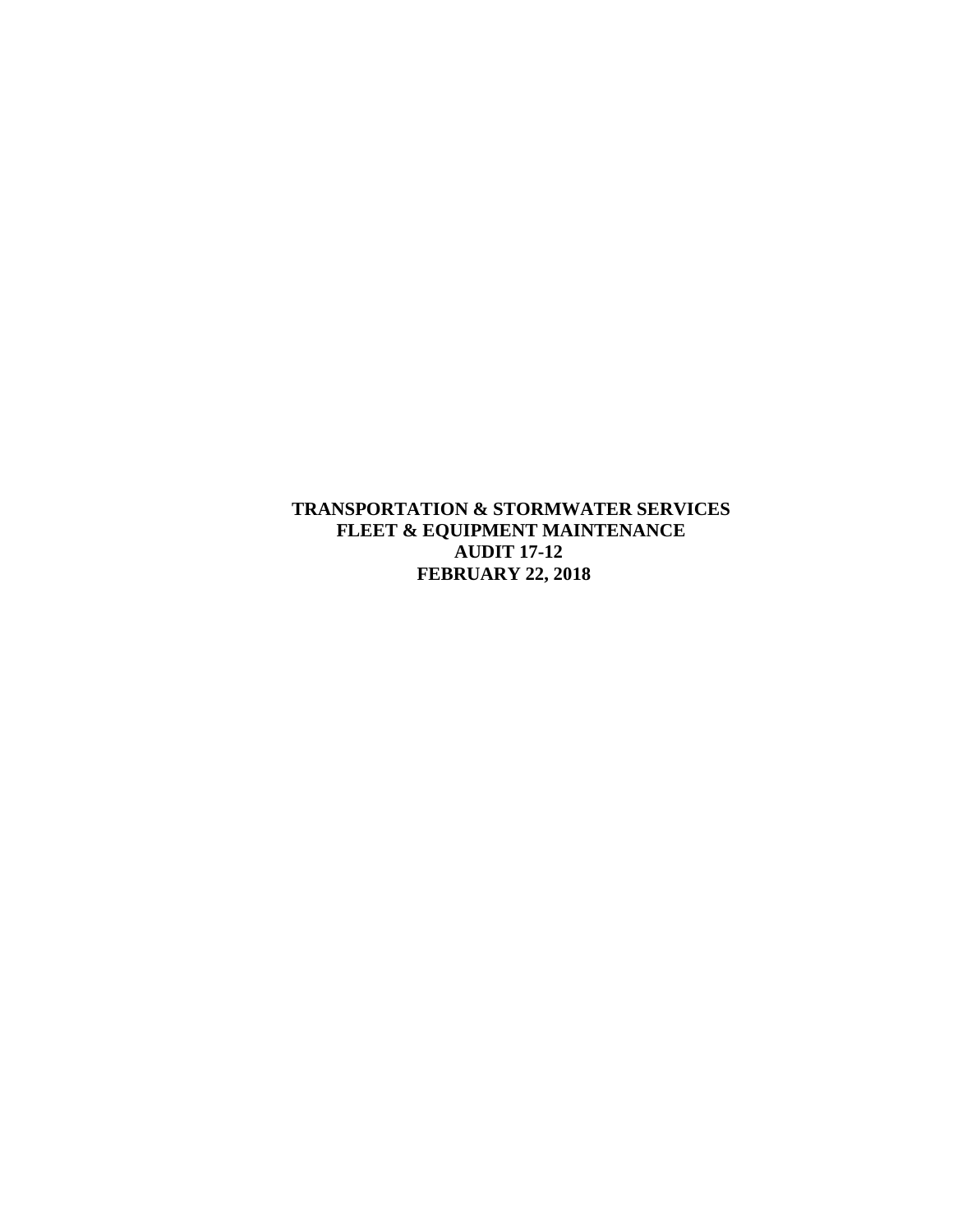# TRANSPORTATION & STORMWATER SERVICES
# FLEET & EQUIPMENT MAINTENANCE
# AUDIT 17-12
# FEBRUARY 22, 2018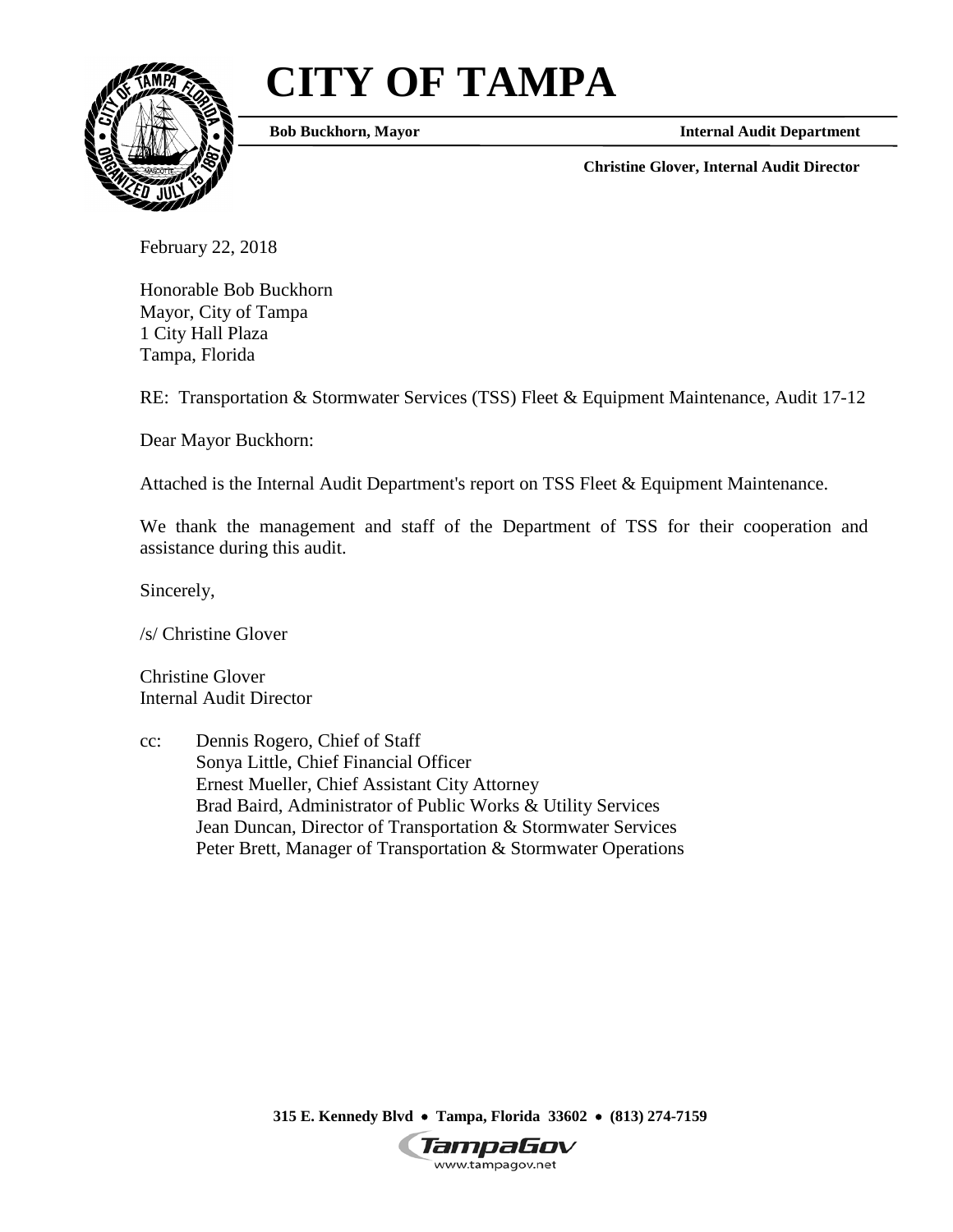# CITY OF TAMPA

**Bob Buckhorn, Mayor** **Internal Audit Department**

**Christine Glover, Internal Audit Director**

February 22, 2018

Honorable Bob Buckhorn
Mayor, City of Tampa
1 City Hall Plaza
Tampa, Florida

RE: Transportation & Stormwater Services (TSS) Fleet & Equipment Maintenance, Audit 17-12

Dear Mayor Buckhorn:

Attached is the Internal Audit Department's report on TSS Fleet & Equipment Maintenance.

We thank the management and staff of the Department of TSS for their cooperation and assistance during this audit.

Sincerely,

/s/ Christine Glover

Christine Glover
Internal Audit Director

cc: Dennis Rogero, Chief of Staff
Sonya Little, Chief Financial Officer
Ernest Mueller, Chief Assistant City Attorney
Brad Baird, Administrator of Public Works & Utility Services
Jean Duncan, Director of Transportation & Stormwater Services
Peter Brett, Manager of Transportation & Stormwater Operations

**315 E. Kennedy Blvd • Tampa, Florida 33602 • (813) 274-7159**

TampaGov
www.tampagov.net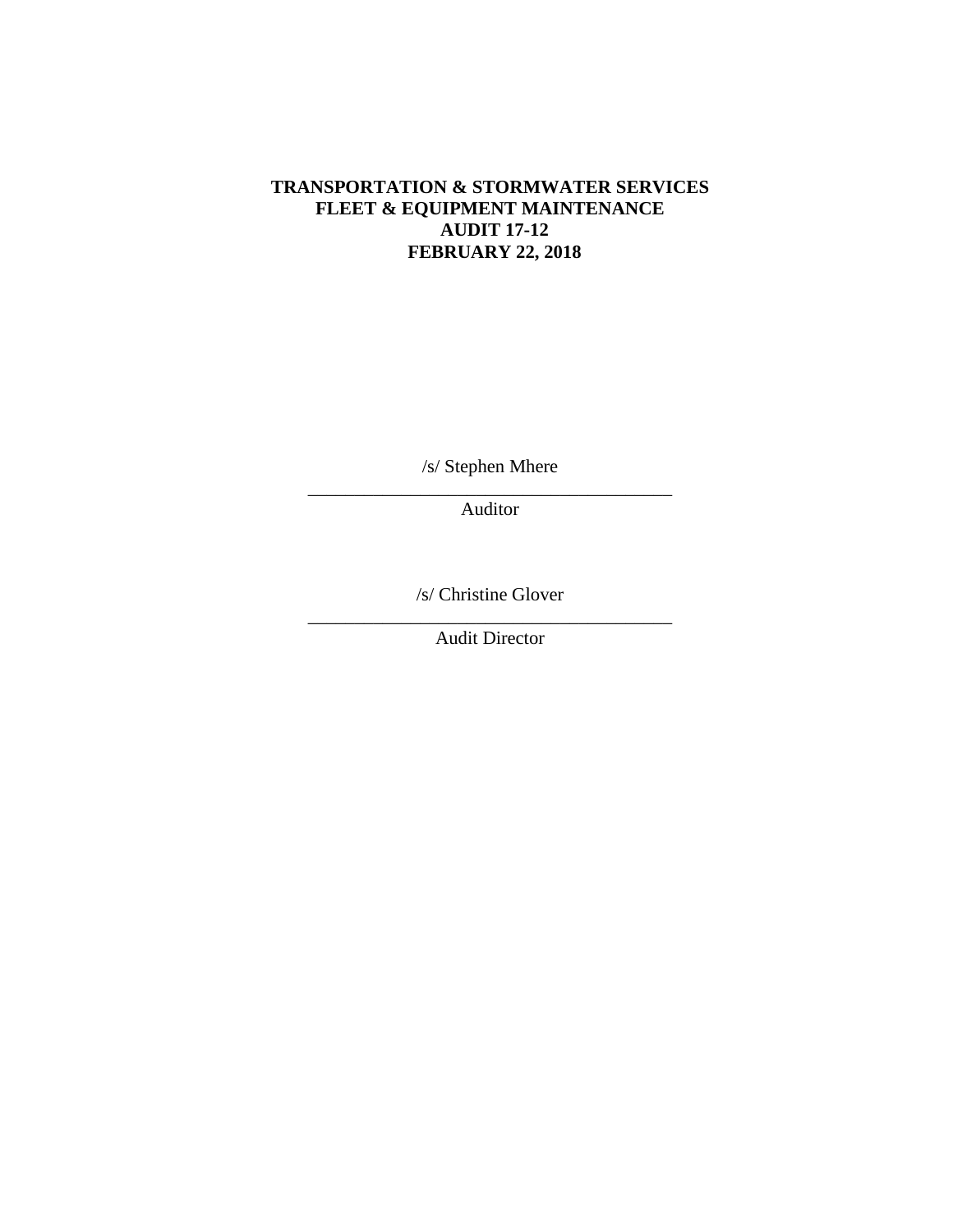**TRANSPORTATION & STORMWATER SERVICES**
**FLEET & EQUIPMENT MAINTENANCE**
**AUDIT 17-12**
**FEBRUARY 22, 2018**

/s/ Stephen Mhere

_________________________________________

Auditor

/s/ Christine Glover

_________________________________________

Audit Director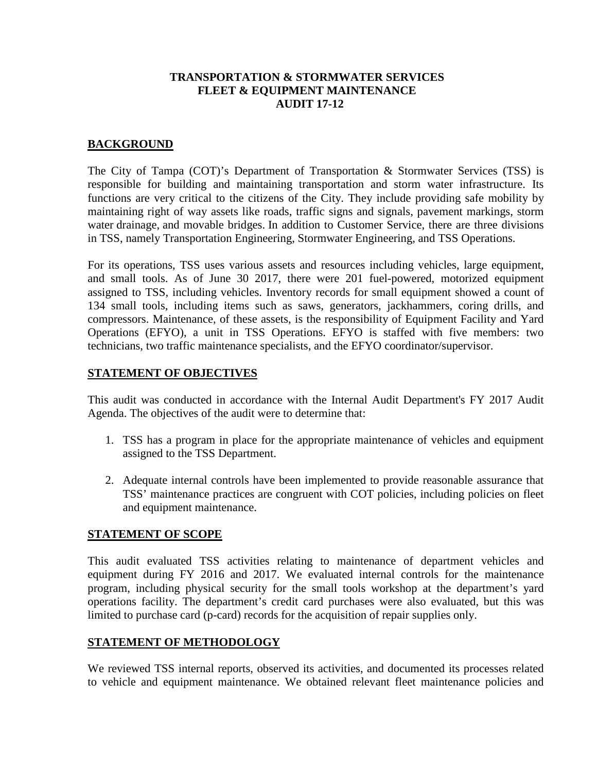**TRANSPORTATION & STORMWATER SERVICES**
**FLEET & EQUIPMENT MAINTENANCE**
**AUDIT 17-12**

## BACKGROUND

The City of Tampa (COT)'s Department of Transportation & Stormwater Services (TSS) is responsible for building and maintaining transportation and storm water infrastructure. Its functions are very critical to the citizens of the City. They include providing safe mobility by maintaining right of way assets like roads, traffic signs and signals, pavement markings, storm water drainage, and movable bridges. In addition to Customer Service, there are three divisions in TSS, namely Transportation Engineering, Stormwater Engineering, and TSS Operations.

For its operations, TSS uses various assets and resources including vehicles, large equipment, and small tools. As of June 30 2017, there were 201 fuel-powered, motorized equipment assigned to TSS, including vehicles. Inventory records for small equipment showed a count of 134 small tools, including items such as saws, generators, jackhammers, coring drills, and compressors. Maintenance, of these assets, is the responsibility of Equipment Facility and Yard Operations (EFYO), a unit in TSS Operations. EFYO is staffed with five members: two technicians, two traffic maintenance specialists, and the EFYO coordinator/supervisor.

## STATEMENT OF OBJECTIVES

This audit was conducted in accordance with the Internal Audit Department's FY 2017 Audit Agenda. The objectives of the audit were to determine that:

1. TSS has a program in place for the appropriate maintenance of vehicles and equipment assigned to the TSS Department.
2. Adequate internal controls have been implemented to provide reasonable assurance that TSS' maintenance practices are congruent with COT policies, including policies on fleet and equipment maintenance.

## STATEMENT OF SCOPE

This audit evaluated TSS activities relating to maintenance of department vehicles and equipment during FY 2016 and 2017. We evaluated internal controls for the maintenance program, including physical security for the small tools workshop at the department's yard operations facility. The department's credit card purchases were also evaluated, but this was limited to purchase card (p-card) records for the acquisition of repair supplies only.

## STATEMENT OF METHODOLOGY

We reviewed TSS internal reports, observed its activities, and documented its processes related to vehicle and equipment maintenance. We obtained relevant fleet maintenance policies and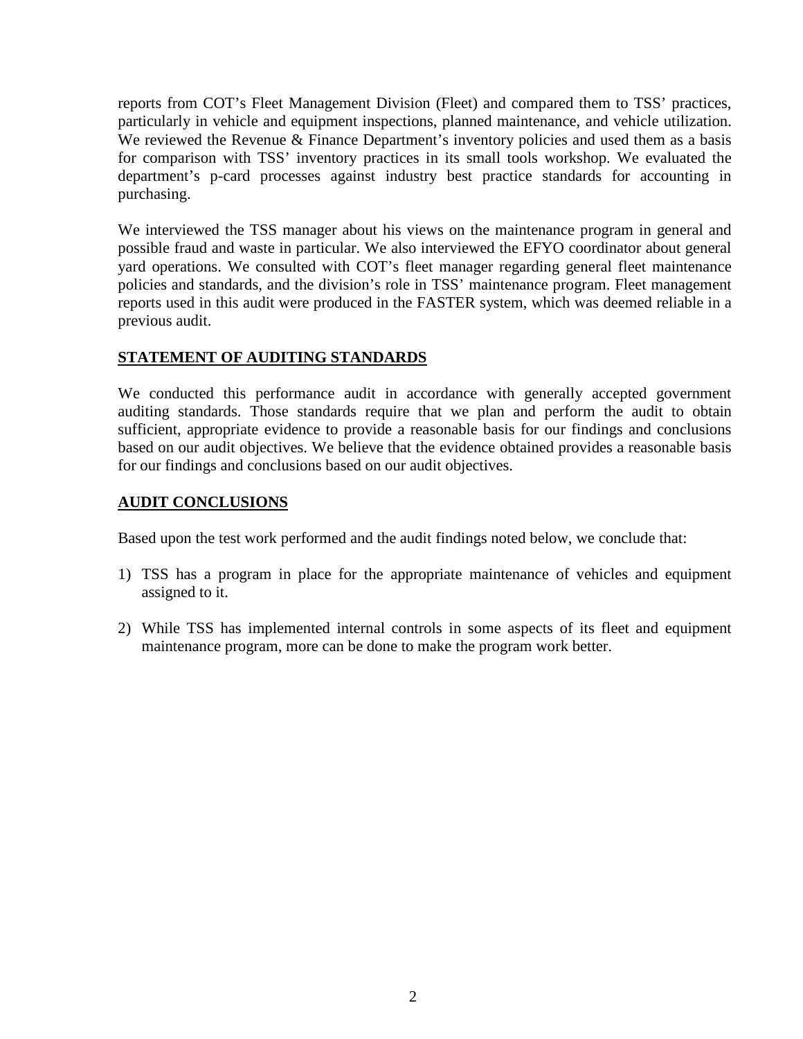reports from COT's Fleet Management Division (Fleet) and compared them to TSS' practices, particularly in vehicle and equipment inspections, planned maintenance, and vehicle utilization. We reviewed the Revenue & Finance Department's inventory policies and used them as a basis for comparison with TSS' inventory practices in its small tools workshop. We evaluated the department's p-card processes against industry best practice standards for accounting in purchasing.

We interviewed the TSS manager about his views on the maintenance program in general and possible fraud and waste in particular. We also interviewed the EFYO coordinator about general yard operations. We consulted with COT's fleet manager regarding general fleet maintenance policies and standards, and the division's role in TSS' maintenance program. Fleet management reports used in this audit were produced in the FASTER system, which was deemed reliable in a previous audit.

## STATEMENT OF AUDITING STANDARDS

We conducted this performance audit in accordance with generally accepted government auditing standards. Those standards require that we plan and perform the audit to obtain sufficient, appropriate evidence to provide a reasonable basis for our findings and conclusions based on our audit objectives. We believe that the evidence obtained provides a reasonable basis for our findings and conclusions based on our audit objectives.

## AUDIT CONCLUSIONS

Based upon the test work performed and the audit findings noted below, we conclude that:

1) TSS has a program in place for the appropriate maintenance of vehicles and equipment assigned to it.

2) While TSS has implemented internal controls in some aspects of its fleet and equipment maintenance program, more can be done to make the program work better.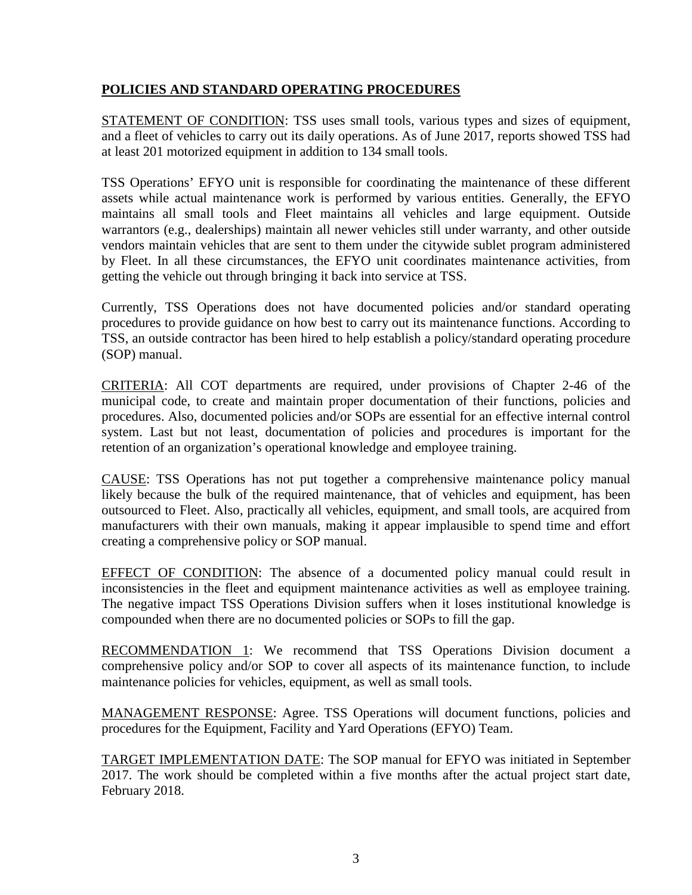## **POLICIES AND STANDARD OPERATING PROCEDURES**

STATEMENT OF CONDITION: TSS uses small tools, various types and sizes of equipment, and a fleet of vehicles to carry out its daily operations. As of June 2017, reports showed TSS had at least 201 motorized equipment in addition to 134 small tools.

TSS Operations' EFYO unit is responsible for coordinating the maintenance of these different assets while actual maintenance work is performed by various entities. Generally, the EFYO maintains all small tools and Fleet maintains all vehicles and large equipment. Outside warrantors (e.g., dealerships) maintain all newer vehicles still under warranty, and other outside vendors maintain vehicles that are sent to them under the citywide sublet program administered by Fleet. In all these circumstances, the EFYO unit coordinates maintenance activities, from getting the vehicle out through bringing it back into service at TSS.

Currently, TSS Operations does not have documented policies and/or standard operating procedures to provide guidance on how best to carry out its maintenance functions. According to TSS, an outside contractor has been hired to help establish a policy/standard operating procedure (SOP) manual.

CRITERIA: All COT departments are required, under provisions of Chapter 2-46 of the municipal code, to create and maintain proper documentation of their functions, policies and procedures. Also, documented policies and/or SOPs are essential for an effective internal control system. Last but not least, documentation of policies and procedures is important for the retention of an organization's operational knowledge and employee training.

CAUSE: TSS Operations has not put together a comprehensive maintenance policy manual likely because the bulk of the required maintenance, that of vehicles and equipment, has been outsourced to Fleet. Also, practically all vehicles, equipment, and small tools, are acquired from manufacturers with their own manuals, making it appear implausible to spend time and effort creating a comprehensive policy or SOP manual.

EFFECT OF CONDITION: The absence of a documented policy manual could result in inconsistencies in the fleet and equipment maintenance activities as well as employee training. The negative impact TSS Operations Division suffers when it loses institutional knowledge is compounded when there are no documented policies or SOPs to fill the gap.

RECOMMENDATION 1: We recommend that TSS Operations Division document a comprehensive policy and/or SOP to cover all aspects of its maintenance function, to include maintenance policies for vehicles, equipment, as well as small tools.

MANAGEMENT RESPONSE: Agree. TSS Operations will document functions, policies and procedures for the Equipment, Facility and Yard Operations (EFYO) Team.

TARGET IMPLEMENTATION DATE: The SOP manual for EFYO was initiated in September 2017. The work should be completed within a five months after the actual project start date, February 2018.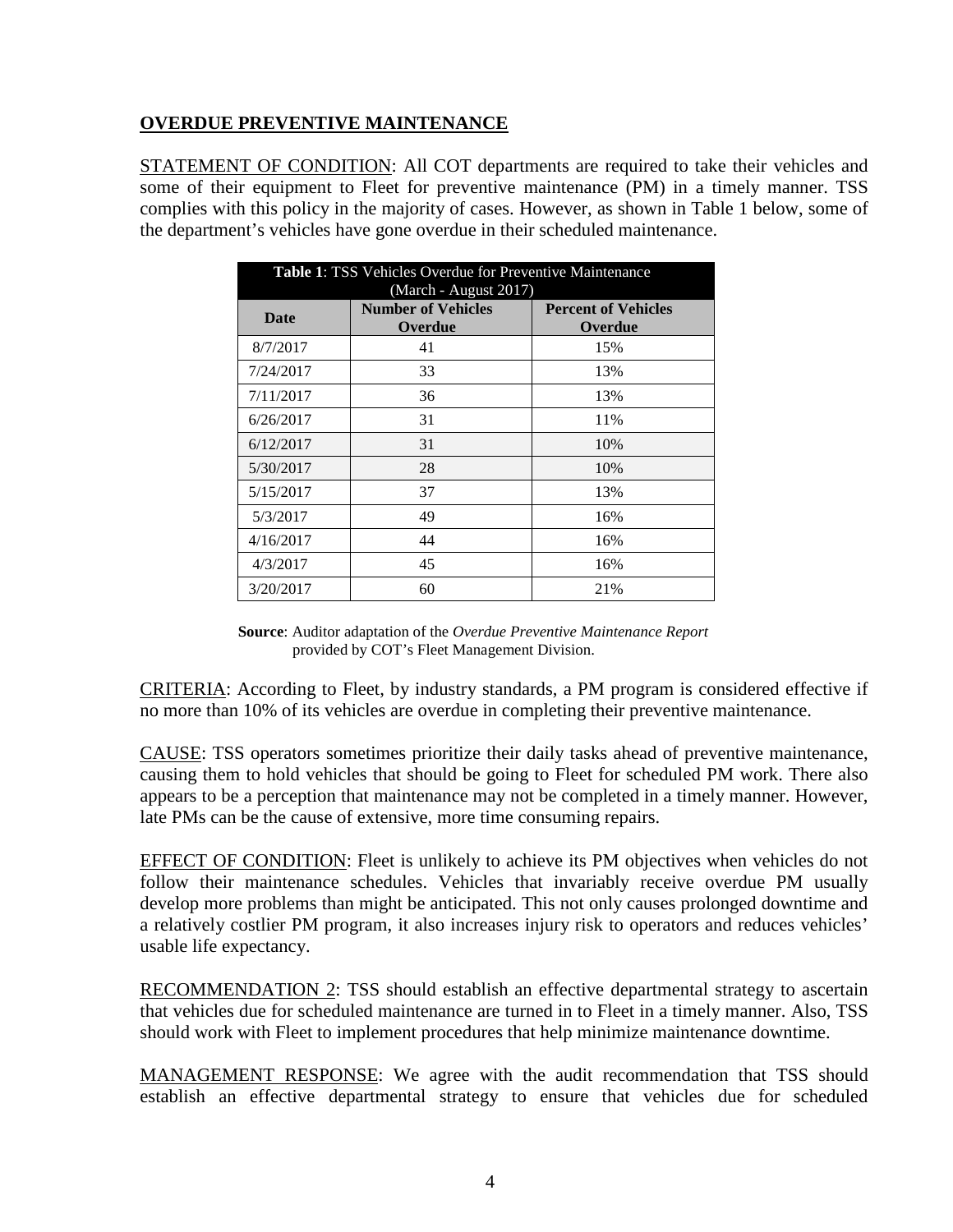## OVERDUE PREVENTIVE MAINTENANCE

STATEMENT OF CONDITION: All COT departments are required to take their vehicles and some of their equipment to Fleet for preventive maintenance (PM) in a timely manner. TSS complies with this policy in the majority of cases. However, as shown in Table 1 below, some of the department's vehicles have gone overdue in their scheduled maintenance.

**Table 1**: TSS Vehicles Overdue for Preventive Maintenance (March - August 2017)

| Date | Number of Vehicles Overdue | Percent of Vehicles Overdue |
|---|---|---|
| 8/7/2017 | 41 | 15% |
| 7/24/2017 | 33 | 13% |
| 7/11/2017 | 36 | 13% |
| 6/26/2017 | 31 | 11% |
| 6/12/2017 | 31 | 10% |
| 5/30/2017 | 28 | 10% |
| 5/15/2017 | 37 | 13% |
| 5/3/2017 | 49 | 16% |
| 4/16/2017 | 44 | 16% |
| 4/3/2017 | 45 | 16% |
| 3/20/2017 | 60 | 21% |

**Source**: Auditor adaptation of the *Overdue Preventive Maintenance Report* provided by COT's Fleet Management Division.

CRITERIA: According to Fleet, by industry standards, a PM program is considered effective if no more than 10% of its vehicles are overdue in completing their preventive maintenance.

CAUSE: TSS operators sometimes prioritize their daily tasks ahead of preventive maintenance, causing them to hold vehicles that should be going to Fleet for scheduled PM work. There also appears to be a perception that maintenance may not be completed in a timely manner. However, late PMs can be the cause of extensive, more time consuming repairs.

EFFECT OF CONDITION: Fleet is unlikely to achieve its PM objectives when vehicles do not follow their maintenance schedules. Vehicles that invariably receive overdue PM usually develop more problems than might be anticipated. This not only causes prolonged downtime and a relatively costlier PM program, it also increases injury risk to operators and reduces vehicles' usable life expectancy.

RECOMMENDATION 2: TSS should establish an effective departmental strategy to ascertain that vehicles due for scheduled maintenance are turned in to Fleet in a timely manner. Also, TSS should work with Fleet to implement procedures that help minimize maintenance downtime.

MANAGEMENT RESPONSE: We agree with the audit recommendation that TSS should establish an effective departmental strategy to ensure that vehicles due for scheduled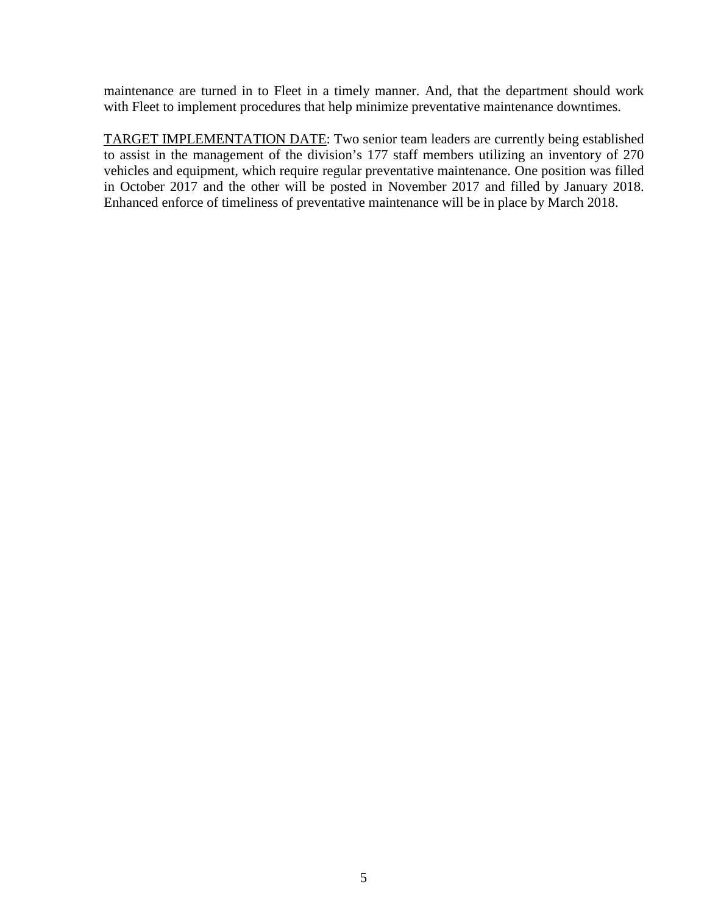maintenance are turned in to Fleet in a timely manner. And, that the department should work with Fleet to implement procedures that help minimize preventative maintenance downtimes.

<u>TARGET IMPLEMENTATION DATE</u>: Two senior team leaders are currently being established to assist in the management of the division's 177 staff members utilizing an inventory of 270 vehicles and equipment, which require regular preventative maintenance. One position was filled in October 2017 and the other will be posted in November 2017 and filled by January 2018. Enhanced enforce of timeliness of preventative maintenance will be in place by March 2018.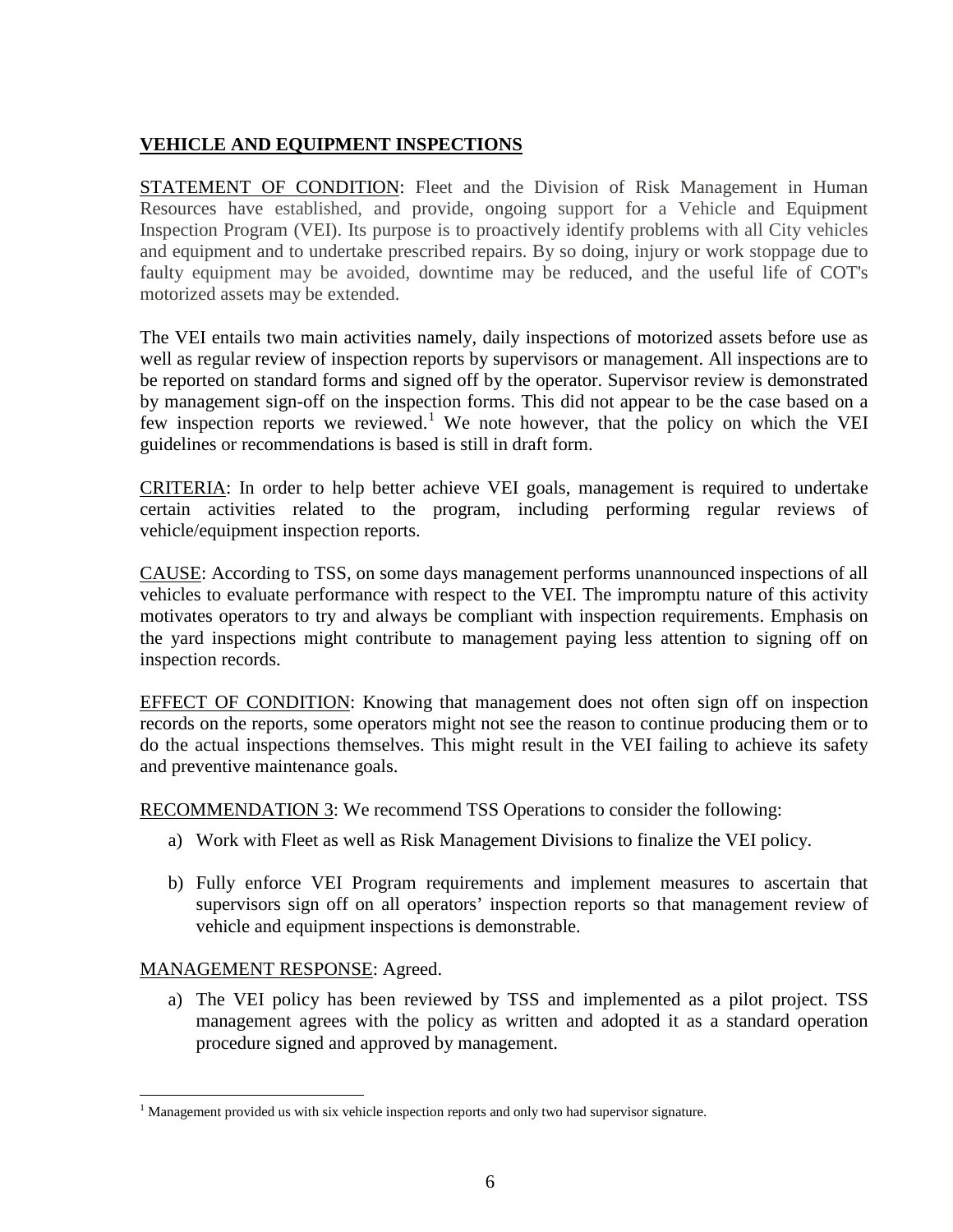## VEHICLE AND EQUIPMENT INSPECTIONS

STATEMENT OF CONDITION: Fleet and the Division of Risk Management in Human Resources have established, and provide, ongoing support for a Vehicle and Equipment Inspection Program (VEI). Its purpose is to proactively identify problems with all City vehicles and equipment and to undertake prescribed repairs. By so doing, injury or work stoppage due to faulty equipment may be avoided, downtime may be reduced, and the useful life of COT's motorized assets may be extended.

The VEI entails two main activities namely, daily inspections of motorized assets before use as well as regular review of inspection reports by supervisors or management. All inspections are to be reported on standard forms and signed off by the operator. Supervisor review is demonstrated by management sign-off on the inspection forms. This did not appear to be the case based on a few inspection reports we reviewed.[1] We note however, that the policy on which the VEI guidelines or recommendations is based is still in draft form.

CRITERIA: In order to help better achieve VEI goals, management is required to undertake certain activities related to the program, including performing regular reviews of vehicle/equipment inspection reports.

CAUSE: According to TSS, on some days management performs unannounced inspections of all vehicles to evaluate performance with respect to the VEI. The impromptu nature of this activity motivates operators to try and always be compliant with inspection requirements. Emphasis on the yard inspections might contribute to management paying less attention to signing off on inspection records.

EFFECT OF CONDITION: Knowing that management does not often sign off on inspection records on the reports, some operators might not see the reason to continue producing them or to do the actual inspections themselves. This might result in the VEI failing to achieve its safety and preventive maintenance goals.

RECOMMENDATION 3: We recommend TSS Operations to consider the following:

a) Work with Fleet as well as Risk Management Divisions to finalize the VEI policy.

b) Fully enforce VEI Program requirements and implement measures to ascertain that supervisors sign off on all operators' inspection reports so that management review of vehicle and equipment inspections is demonstrable.

MANAGEMENT RESPONSE: Agreed.

a) The VEI policy has been reviewed by TSS and implemented as a pilot project. TSS management agrees with the policy as written and adopted it as a standard operation procedure signed and approved by management.

[1] Management provided us with six vehicle inspection reports and only two had supervisor signature.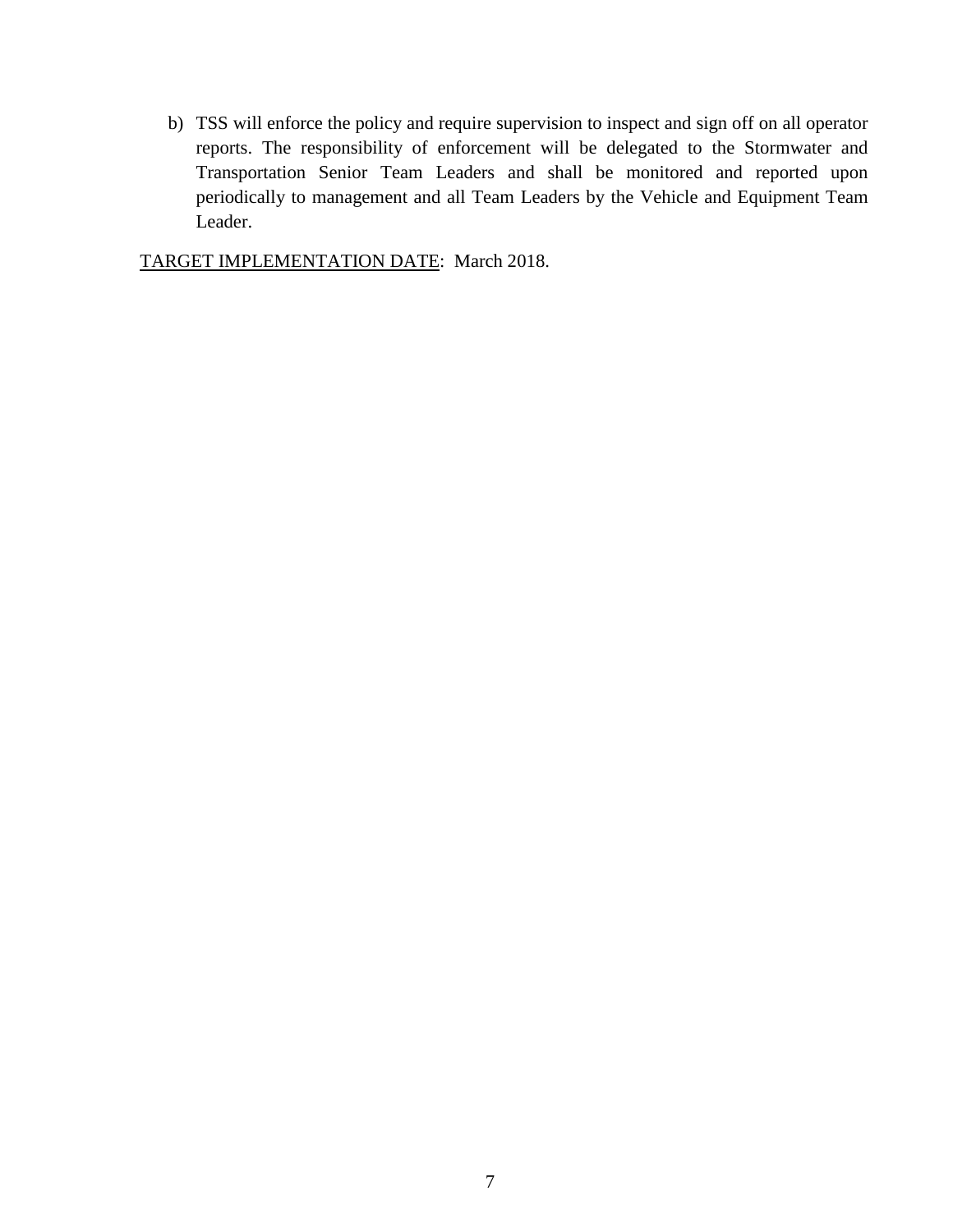b) TSS will enforce the policy and require supervision to inspect and sign off on all operator reports. The responsibility of enforcement will be delegated to the Stormwater and Transportation Senior Team Leaders and shall be monitored and reported upon periodically to management and all Team Leaders by the Vehicle and Equipment Team Leader.

<u>TARGET IMPLEMENTATION DATE</u>: March 2018.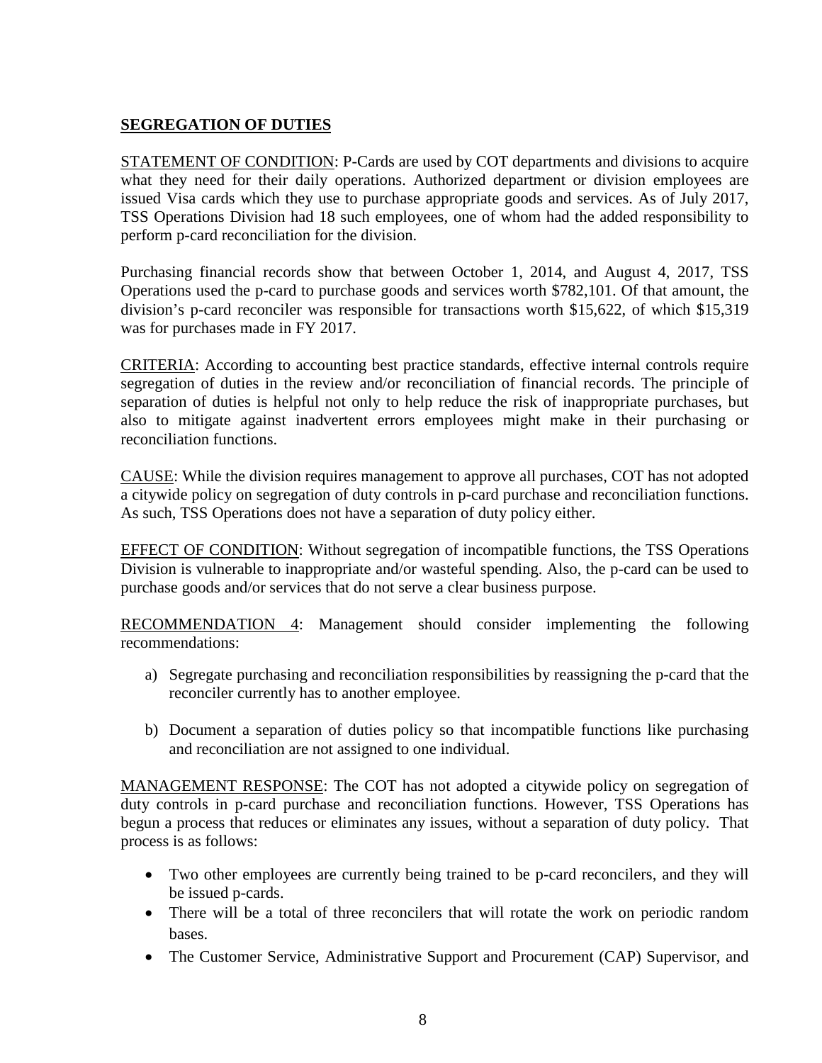**SEGREGATION OF DUTIES**

STATEMENT OF CONDITION: P-Cards are used by COT departments and divisions to acquire what they need for their daily operations. Authorized department or division employees are issued Visa cards which they use to purchase appropriate goods and services. As of July 2017, TSS Operations Division had 18 such employees, one of whom had the added responsibility to perform p-card reconciliation for the division.

Purchasing financial records show that between October 1, 2014, and August 4, 2017, TSS Operations used the p-card to purchase goods and services worth $782,101. Of that amount, the division's p-card reconciler was responsible for transactions worth $15,622, of which $15,319 was for purchases made in FY 2017.

CRITERIA: According to accounting best practice standards, effective internal controls require segregation of duties in the review and/or reconciliation of financial records. The principle of separation of duties is helpful not only to help reduce the risk of inappropriate purchases, but also to mitigate against inadvertent errors employees might make in their purchasing or reconciliation functions.

CAUSE: While the division requires management to approve all purchases, COT has not adopted a citywide policy on segregation of duty controls in p-card purchase and reconciliation functions. As such, TSS Operations does not have a separation of duty policy either.

EFFECT OF CONDITION: Without segregation of incompatible functions, the TSS Operations Division is vulnerable to inappropriate and/or wasteful spending. Also, the p-card can be used to purchase goods and/or services that do not serve a clear business purpose.

RECOMMENDATION 4: Management should consider implementing the following recommendations:

a) Segregate purchasing and reconciliation responsibilities by reassigning the p-card that the reconciler currently has to another employee.

b) Document a separation of duties policy so that incompatible functions like purchasing and reconciliation are not assigned to one individual.

MANAGEMENT RESPONSE: The COT has not adopted a citywide policy on segregation of duty controls in p-card purchase and reconciliation functions. However, TSS Operations has begun a process that reduces or eliminates any issues, without a separation of duty policy. That process is as follows:

- Two other employees are currently being trained to be p-card reconcilers, and they will be issued p-cards.
- There will be a total of three reconcilers that will rotate the work on periodic random bases.
- The Customer Service, Administrative Support and Procurement (CAP) Supervisor, and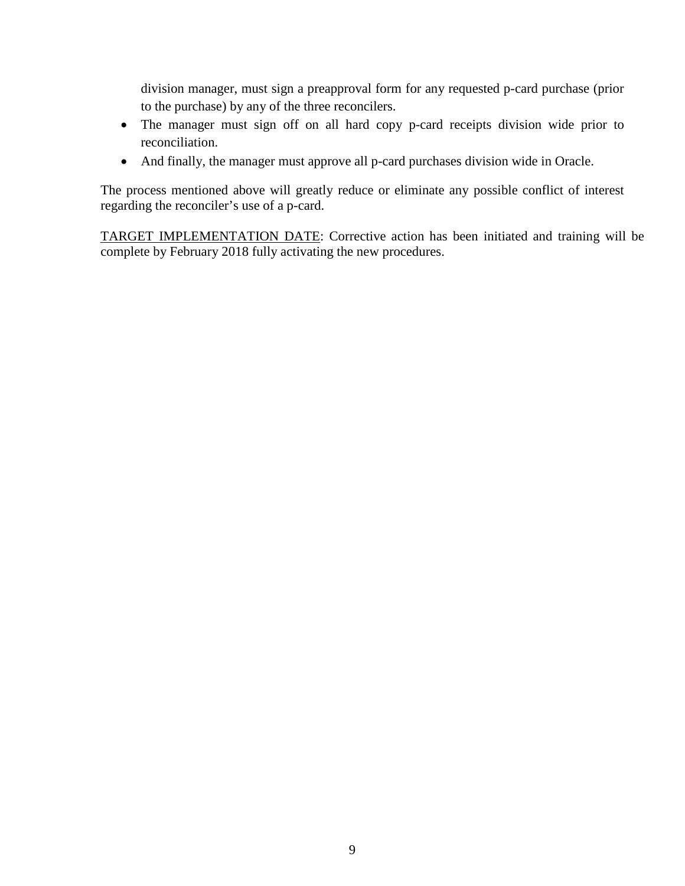division manager, must sign a preapproval form for any requested p-card purchase (prior to the purchase) by any of the three reconcilers.

- The manager must sign off on all hard copy p-card receipts division wide prior to reconciliation.
- And finally, the manager must approve all p-card purchases division wide in Oracle.

The process mentioned above will greatly reduce or eliminate any possible conflict of interest regarding the reconciler's use of a p-card.

<u>TARGET IMPLEMENTATION DATE</u>: Corrective action has been initiated and training will be complete by February 2018 fully activating the new procedures.